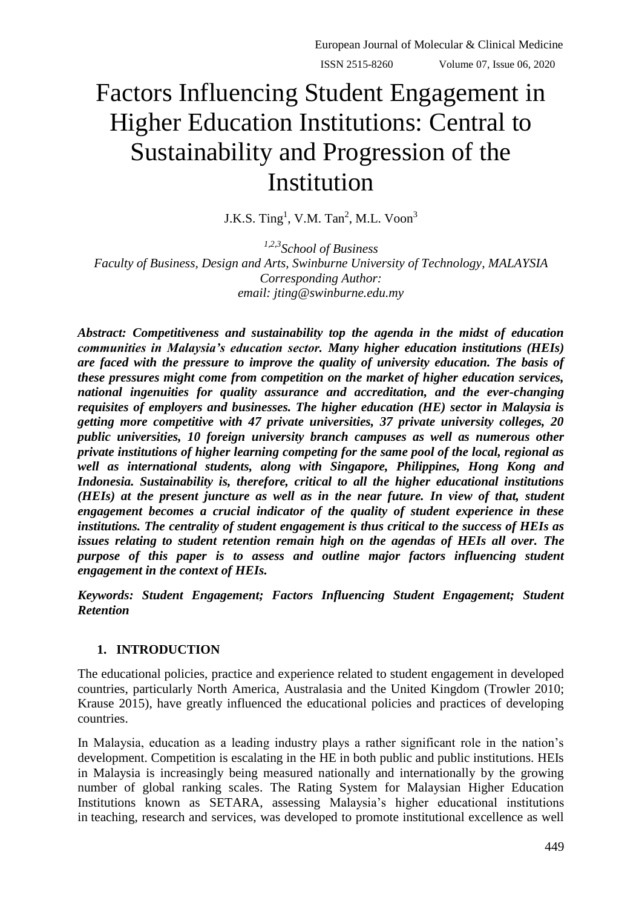# Factors Influencing Student Engagement in Higher Education Institutions: Central to Sustainability and Progression of the Institution

J.K.S. Ting[1], V.M. Tan[2], M.L. Voon[3]

*[1,2,3]School of Business*
*Faculty of Business, Design and Arts, Swinburne University of Technology, MALAYSIA*
*Corresponding Author:*
*email: jting@swinburne.edu.my*

***Abstract: Competitiveness and sustainability top the agenda in the midst of education communities in Malaysia's education sector. Many higher education institutions (HEIs) are faced with the pressure to improve the quality of university education. The basis of these pressures might come from competition on the market of higher education services, national ingenuities for quality assurance and accreditation, and the ever-changing requisites of employers and businesses. The higher education (HE) sector in Malaysia is getting more competitive with 47 private universities, 37 private university colleges, 20 public universities, 10 foreign university branch campuses as well as numerous other private institutions of higher learning competing for the same pool of the local, regional as well as international students, along with Singapore, Philippines, Hong Kong and Indonesia. Sustainability is, therefore, critical to all the higher educational institutions (HEIs) at the present juncture as well as in the near future. In view of that, student engagement becomes a crucial indicator of the quality of student experience in these institutions. The centrality of student engagement is thus critical to the success of HEIs as issues relating to student retention remain high on the agendas of HEIs all over. The purpose of this paper is to assess and outline major factors influencing student engagement in the context of HEIs.***

***Keywords: Student Engagement; Factors Influencing Student Engagement; Student Retention***

## 1. INTRODUCTION

The educational policies, practice and experience related to student engagement in developed countries, particularly North America, Australasia and the United Kingdom (Trowler 2010; Krause 2015), have greatly influenced the educational policies and practices of developing countries.

In Malaysia, education as a leading industry plays a rather significant role in the nation's development. Competition is escalating in the HE in both public and public institutions. HEIs in Malaysia is increasingly being measured nationally and internationally by the growing number of global ranking scales. The Rating System for Malaysian Higher Education Institutions known as SETARA, assessing Malaysia's higher educational institutions in teaching, research and services, was developed to promote institutional excellence as well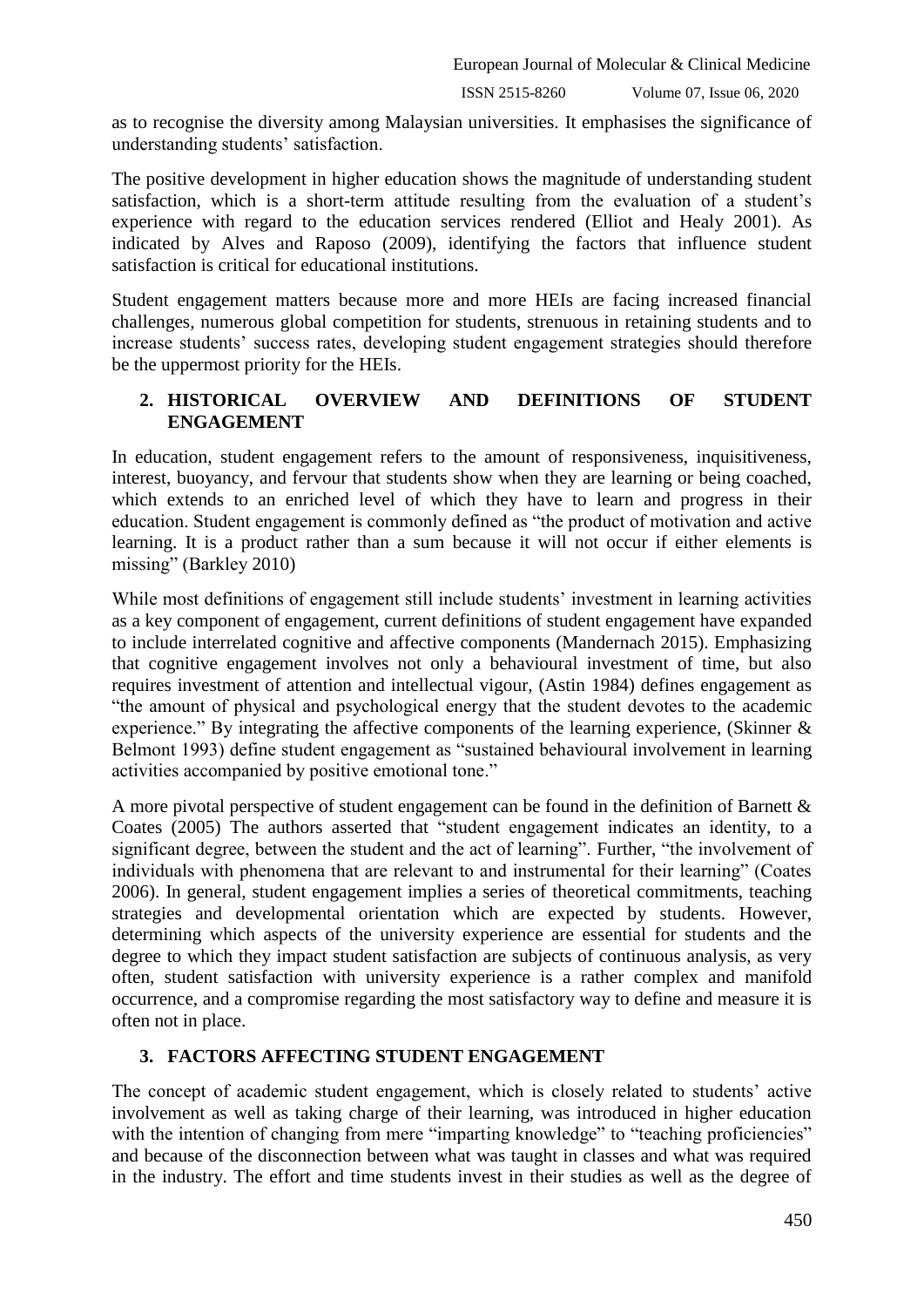as to recognise the diversity among Malaysian universities. It emphasises the significance of understanding students' satisfaction.

The positive development in higher education shows the magnitude of understanding student satisfaction, which is a short-term attitude resulting from the evaluation of a student's experience with regard to the education services rendered (Elliot and Healy 2001). As indicated by Alves and Raposo (2009), identifying the factors that influence student satisfaction is critical for educational institutions.

Student engagement matters because more and more HEIs are facing increased financial challenges, numerous global competition for students, strenuous in retaining students and to increase students' success rates, developing student engagement strategies should therefore be the uppermost priority for the HEIs.

## 2. HISTORICAL OVERVIEW AND DEFINITIONS OF STUDENT ENGAGEMENT

In education, student engagement refers to the amount of responsiveness, inquisitiveness, interest, buoyancy, and fervour that students show when they are learning or being coached, which extends to an enriched level of which they have to learn and progress in their education. Student engagement is commonly defined as "the product of motivation and active learning. It is a product rather than a sum because it will not occur if either elements is missing" (Barkley 2010)

While most definitions of engagement still include students' investment in learning activities as a key component of engagement, current definitions of student engagement have expanded to include interrelated cognitive and affective components (Mandernach 2015). Emphasizing that cognitive engagement involves not only a behavioural investment of time, but also requires investment of attention and intellectual vigour, (Astin 1984) defines engagement as "the amount of physical and psychological energy that the student devotes to the academic experience." By integrating the affective components of the learning experience, (Skinner & Belmont 1993) define student engagement as "sustained behavioural involvement in learning activities accompanied by positive emotional tone."

A more pivotal perspective of student engagement can be found in the definition of Barnett & Coates (2005) The authors asserted that "student engagement indicates an identity, to a significant degree, between the student and the act of learning". Further, "the involvement of individuals with phenomena that are relevant to and instrumental for their learning" (Coates 2006). In general, student engagement implies a series of theoretical commitments, teaching strategies and developmental orientation which are expected by students. However, determining which aspects of the university experience are essential for students and the degree to which they impact student satisfaction are subjects of continuous analysis, as very often, student satisfaction with university experience is a rather complex and manifold occurrence, and a compromise regarding the most satisfactory way to define and measure it is often not in place.

## 3. FACTORS AFFECTING STUDENT ENGAGEMENT

The concept of academic student engagement, which is closely related to students' active involvement as well as taking charge of their learning, was introduced in higher education with the intention of changing from mere "imparting knowledge" to "teaching proficiencies" and because of the disconnection between what was taught in classes and what was required in the industry. The effort and time students invest in their studies as well as the degree of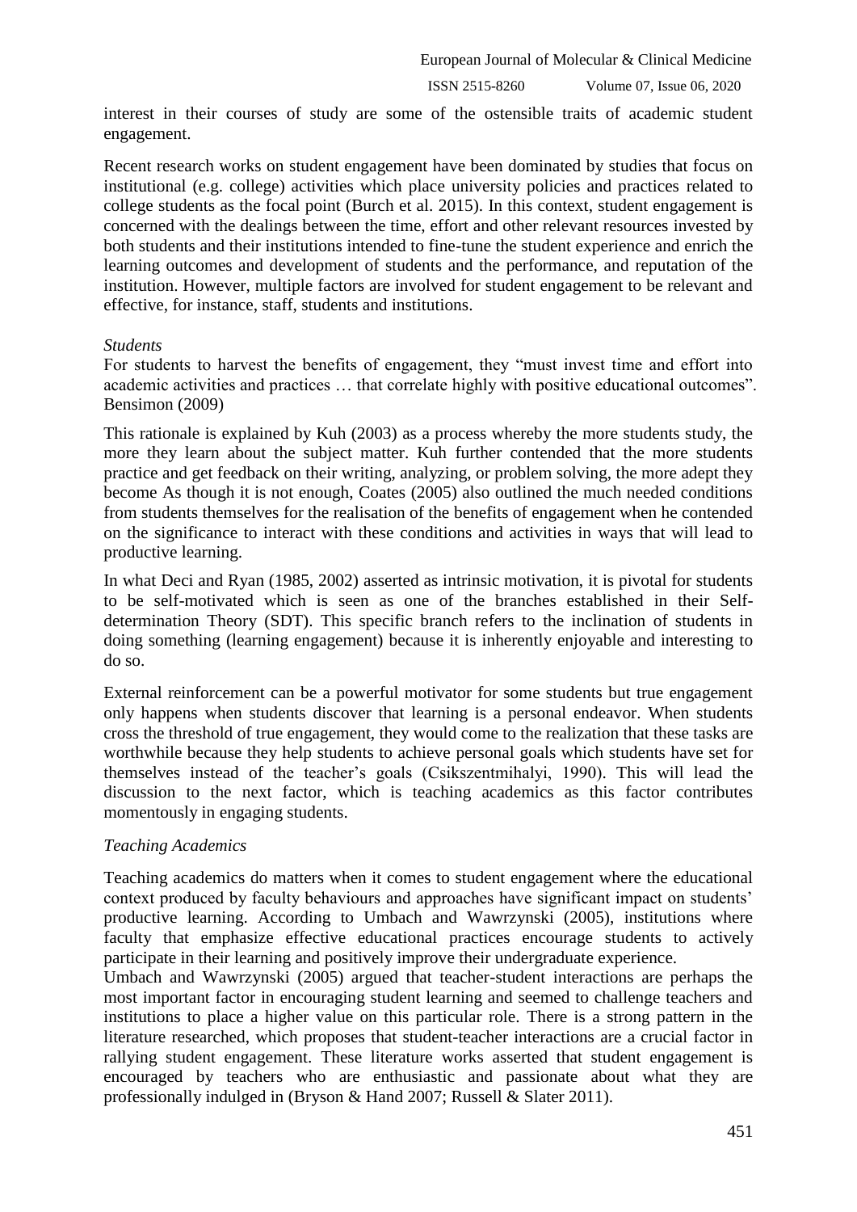interest in their courses of study are some of the ostensible traits of academic student engagement.

Recent research works on student engagement have been dominated by studies that focus on institutional (e.g. college) activities which place university policies and practices related to college students as the focal point (Burch et al. 2015). In this context, student engagement is concerned with the dealings between the time, effort and other relevant resources invested by both students and their institutions intended to fine-tune the student experience and enrich the learning outcomes and development of students and the performance, and reputation of the institution. However, multiple factors are involved for student engagement to be relevant and effective, for instance, staff, students and institutions.

*Students*

For students to harvest the benefits of engagement, they "must invest time and effort into academic activities and practices … that correlate highly with positive educational outcomes". Bensimon (2009)

This rationale is explained by Kuh (2003) as a process whereby the more students study, the more they learn about the subject matter. Kuh further contended that the more students practice and get feedback on their writing, analyzing, or problem solving, the more adept they become As though it is not enough, Coates (2005) also outlined the much needed conditions from students themselves for the realisation of the benefits of engagement when he contended on the significance to interact with these conditions and activities in ways that will lead to productive learning.

In what Deci and Ryan (1985, 2002) asserted as intrinsic motivation, it is pivotal for students to be self-motivated which is seen as one of the branches established in their Self-determination Theory (SDT). This specific branch refers to the inclination of students in doing something (learning engagement) because it is inherently enjoyable and interesting to do so.

External reinforcement can be a powerful motivator for some students but true engagement only happens when students discover that learning is a personal endeavor. When students cross the threshold of true engagement, they would come to the realization that these tasks are worthwhile because they help students to achieve personal goals which students have set for themselves instead of the teacher's goals (Csikszentmihalyi, 1990). This will lead the discussion to the next factor, which is teaching academics as this factor contributes momentously in engaging students.

*Teaching Academics*

Teaching academics do matters when it comes to student engagement where the educational context produced by faculty behaviours and approaches have significant impact on students' productive learning. According to Umbach and Wawrzynski (2005), institutions where faculty that emphasize effective educational practices encourage students to actively participate in their learning and positively improve their undergraduate experience.

Umbach and Wawrzynski (2005) argued that teacher-student interactions are perhaps the most important factor in encouraging student learning and seemed to challenge teachers and institutions to place a higher value on this particular role. There is a strong pattern in the literature researched, which proposes that student-teacher interactions are a crucial factor in rallying student engagement. These literature works asserted that student engagement is encouraged by teachers who are enthusiastic and passionate about what they are professionally indulged in (Bryson & Hand 2007; Russell & Slater 2011).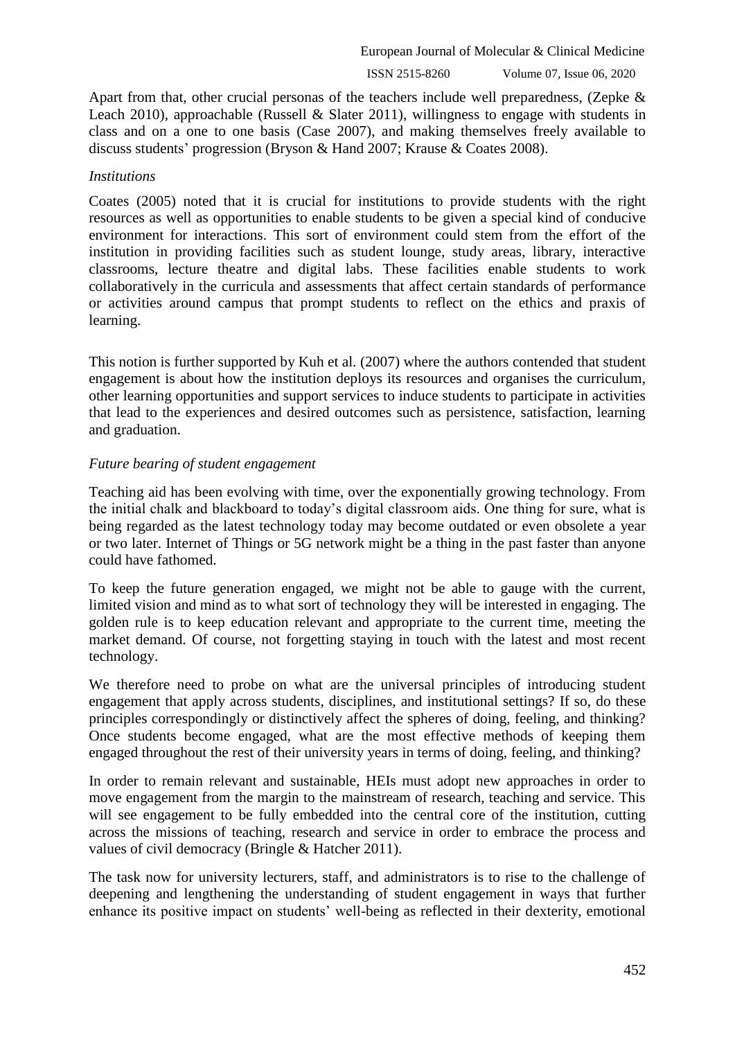Apart from that, other crucial personas of the teachers include well preparedness, (Zepke & Leach 2010), approachable (Russell & Slater 2011), willingness to engage with students in class and on a one to one basis (Case 2007), and making themselves freely available to discuss students' progression (Bryson & Hand 2007; Krause & Coates 2008).

*Institutions*

Coates (2005) noted that it is crucial for institutions to provide students with the right resources as well as opportunities to enable students to be given a special kind of conducive environment for interactions. This sort of environment could stem from the effort of the institution in providing facilities such as student lounge, study areas, library, interactive classrooms, lecture theatre and digital labs. These facilities enable students to work collaboratively in the curricula and assessments that affect certain standards of performance or activities around campus that prompt students to reflect on the ethics and praxis of learning.

This notion is further supported by Kuh et al. (2007) where the authors contended that student engagement is about how the institution deploys its resources and organises the curriculum, other learning opportunities and support services to induce students to participate in activities that lead to the experiences and desired outcomes such as persistence, satisfaction, learning and graduation.

*Future bearing of student engagement*

Teaching aid has been evolving with time, over the exponentially growing technology. From the initial chalk and blackboard to today's digital classroom aids. One thing for sure, what is being regarded as the latest technology today may become outdated or even obsolete a year or two later. Internet of Things or 5G network might be a thing in the past faster than anyone could have fathomed.

To keep the future generation engaged, we might not be able to gauge with the current, limited vision and mind as to what sort of technology they will be interested in engaging. The golden rule is to keep education relevant and appropriate to the current time, meeting the market demand. Of course, not forgetting staying in touch with the latest and most recent technology.

We therefore need to probe on what are the universal principles of introducing student engagement that apply across students, disciplines, and institutional settings? If so, do these principles correspondingly or distinctively affect the spheres of doing, feeling, and thinking? Once students become engaged, what are the most effective methods of keeping them engaged throughout the rest of their university years in terms of doing, feeling, and thinking?

In order to remain relevant and sustainable, HEIs must adopt new approaches in order to move engagement from the margin to the mainstream of research, teaching and service. This will see engagement to be fully embedded into the central core of the institution, cutting across the missions of teaching, research and service in order to embrace the process and values of civil democracy (Bringle & Hatcher 2011).

The task now for university lecturers, staff, and administrators is to rise to the challenge of deepening and lengthening the understanding of student engagement in ways that further enhance its positive impact on students' well-being as reflected in their dexterity, emotional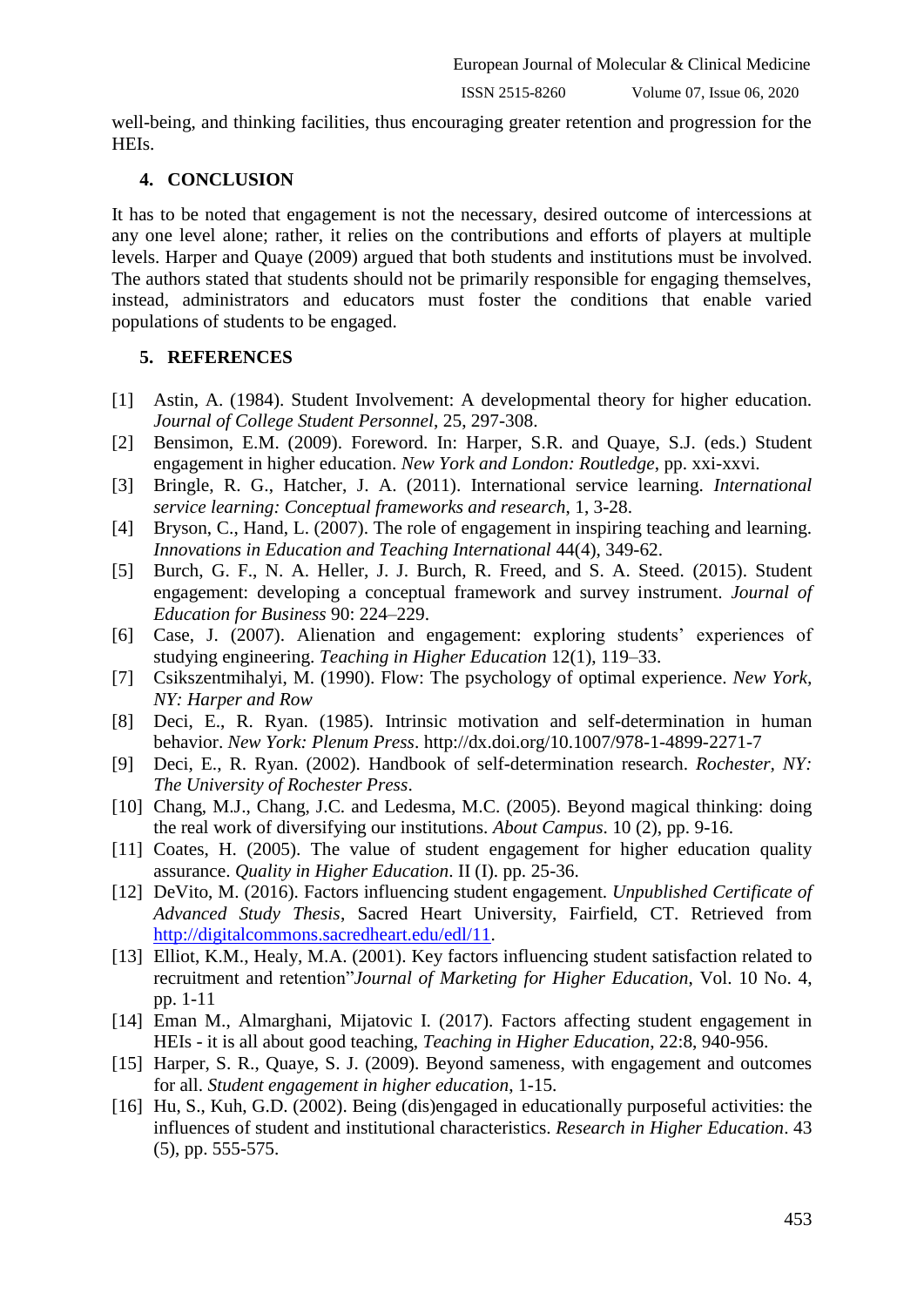well-being, and thinking facilities, thus encouraging greater retention and progression for the HEIs.

## 4. CONCLUSION

It has to be noted that engagement is not the necessary, desired outcome of intercessions at any one level alone; rather, it relies on the contributions and efforts of players at multiple levels. Harper and Quaye (2009) argued that both students and institutions must be involved. The authors stated that students should not be primarily responsible for engaging themselves, instead, administrators and educators must foster the conditions that enable varied populations of students to be engaged.

## 5. REFERENCES

[1] Astin, A. (1984). Student Involvement: A developmental theory for higher education. *Journal of College Student Personnel*, 25, 297-308.

[2] Bensimon, E.M. (2009). Foreword. In: Harper, S.R. and Quaye, S.J. (eds.) Student engagement in higher education. *New York and London: Routledge*, pp. xxi-xxvi.

[3] Bringle, R. G., Hatcher, J. A. (2011). International service learning. *International service learning: Conceptual frameworks and research*, 1, 3-28.

[4] Bryson, C., Hand, L. (2007). The role of engagement in inspiring teaching and learning. *Innovations in Education and Teaching International* 44(4), 349-62.

[5] Burch, G. F., N. A. Heller, J. J. Burch, R. Freed, and S. A. Steed. (2015). Student engagement: developing a conceptual framework and survey instrument. *Journal of Education for Business* 90: 224–229.

[6] Case, J. (2007). Alienation and engagement: exploring students' experiences of studying engineering. *Teaching in Higher Education* 12(1), 119–33.

[7] Csikszentmihalyi, M. (1990). Flow: The psychology of optimal experience. *New York, NY: Harper and Row*

[8] Deci, E., R. Ryan. (1985). Intrinsic motivation and self-determination in human behavior. *New York: Plenum Press*. http://dx.doi.org/10.1007/978-1-4899-2271-7

[9] Deci, E., R. Ryan. (2002). Handbook of self-determination research. *Rochester, NY: The University of Rochester Press*.

[10] Chang, M.J., Chang, J.C. and Ledesma, M.C. (2005). Beyond magical thinking: doing the real work of diversifying our institutions. *About Campus*. 10 (2), pp. 9-16.

[11] Coates, H. (2005). The value of student engagement for higher education quality assurance. *Quality in Higher Education*. II (I). pp. 25-36.

[12] DeVito, M. (2016). Factors influencing student engagement. *Unpublished Certificate of Advanced Study Thesis*, Sacred Heart University, Fairfield, CT. Retrieved from http://digitalcommons.sacredheart.edu/edl/11.

[13] Elliot, K.M., Healy, M.A. (2001). Key factors influencing student satisfaction related to recruitment and retention"*Journal of Marketing for Higher Education*, Vol. 10 No. 4, pp. 1-11

[14] Eman M., Almarghani, Mijatovic I. (2017). Factors affecting student engagement in HEIs - it is all about good teaching, *Teaching in Higher Education*, 22:8, 940-956.

[15] Harper, S. R., Quaye, S. J. (2009). Beyond sameness, with engagement and outcomes for all. *Student engagement in higher education*, 1-15.

[16] Hu, S., Kuh, G.D. (2002). Being (dis)engaged in educationally purposeful activities: the influences of student and institutional characteristics. *Research in Higher Education*. 43 (5), pp. 555-575.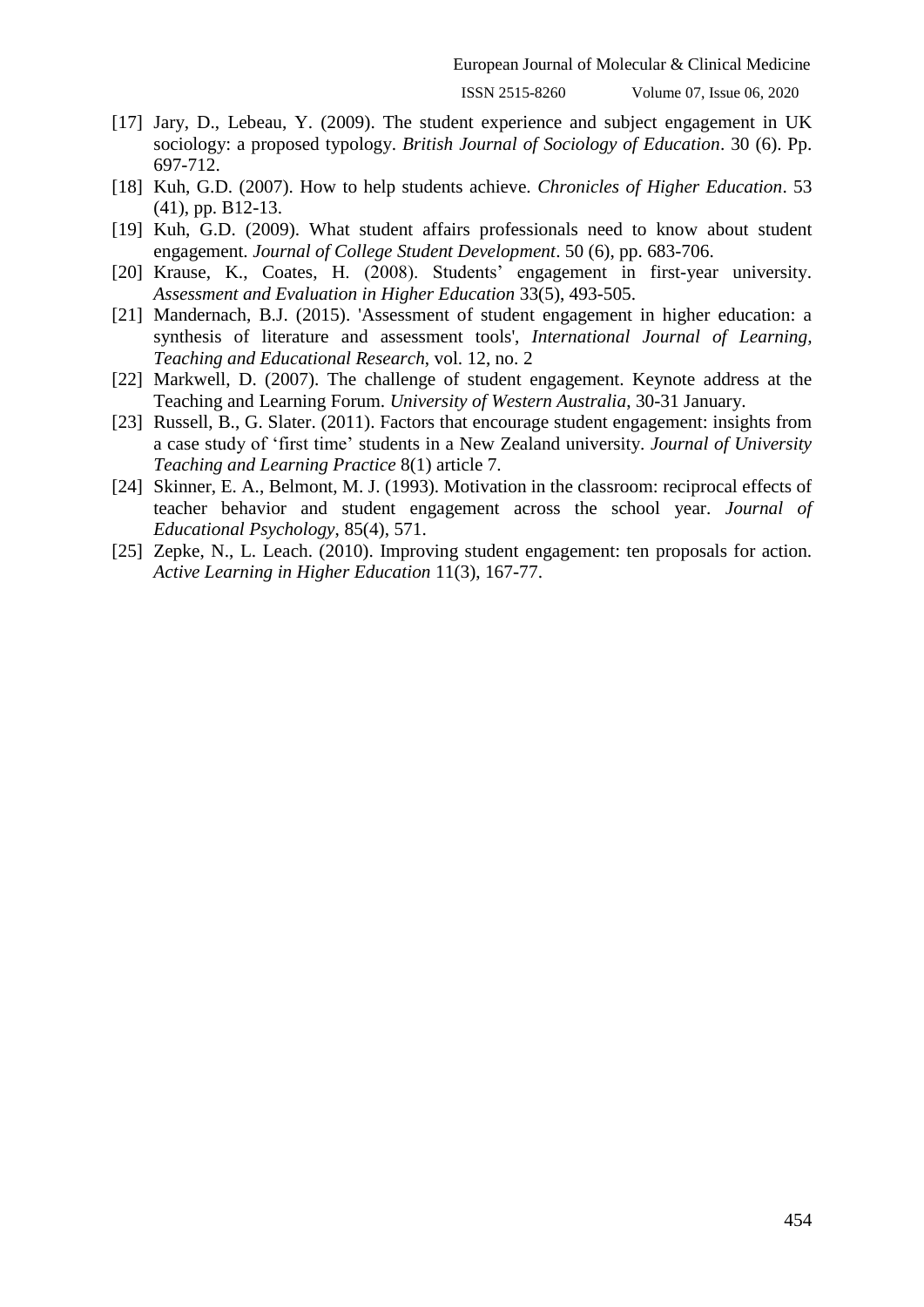[17] Jary, D., Lebeau, Y. (2009). The student experience and subject engagement in UK sociology: a proposed typology. *British Journal of Sociology of Education*. 30 (6). Pp. 697-712.

[18] Kuh, G.D. (2007). How to help students achieve. *Chronicles of Higher Education*. 53 (41), pp. B12-13.

[19] Kuh, G.D. (2009). What student affairs professionals need to know about student engagement. *Journal of College Student Development*. 50 (6), pp. 683-706.

[20] Krause, K., Coates, H. (2008). Students' engagement in first-year university. *Assessment and Evaluation in Higher Education* 33(5), 493-505.

[21] Mandernach, B.J. (2015). 'Assessment of student engagement in higher education: a synthesis of literature and assessment tools', *International Journal of Learning, Teaching and Educational Research*, vol. 12, no. 2

[22] Markwell, D. (2007). The challenge of student engagement. Keynote address at the Teaching and Learning Forum. *University of Western Australia*, 30-31 January.

[23] Russell, B., G. Slater. (2011). Factors that encourage student engagement: insights from a case study of 'first time' students in a New Zealand university. *Journal of University Teaching and Learning Practice* 8(1) article 7.

[24] Skinner, E. A., Belmont, M. J. (1993). Motivation in the classroom: reciprocal effects of teacher behavior and student engagement across the school year. *Journal of Educational Psychology*, 85(4), 571.

[25] Zepke, N., L. Leach. (2010). Improving student engagement: ten proposals for action. *Active Learning in Higher Education* 11(3), 167-77.